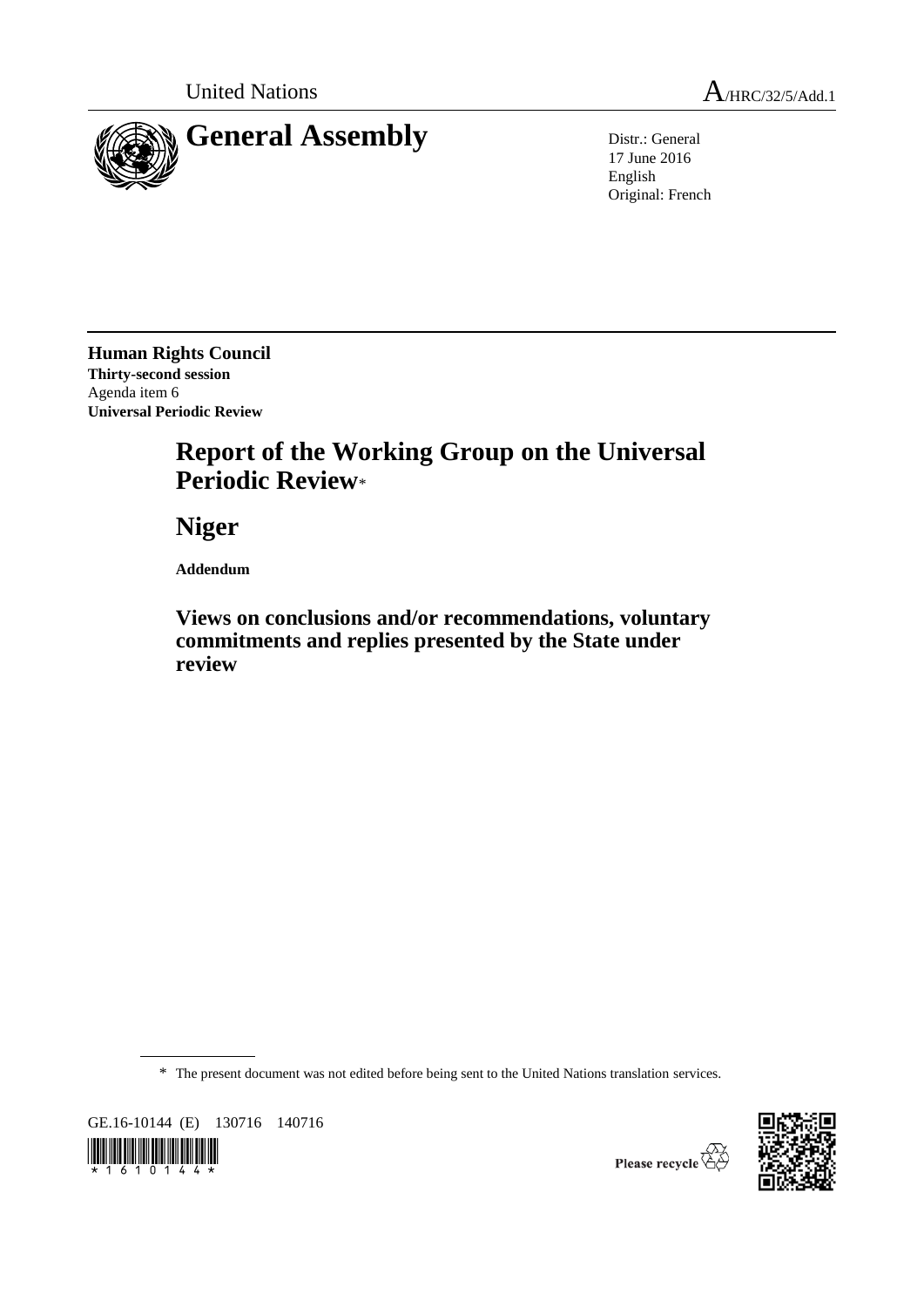United Nations A/HRC/32/5/Add.1

# General Assembly

Distr.: General
17 June 2016
English
Original: French

**Human Rights Council**
**Thirty-second session**
Agenda item 6
**Universal Periodic Review**

# Report of the Working Group on the Universal Periodic Review*

# Niger

**Addendum**

## Views on conclusions and/or recommendations, voluntary commitments and replies presented by the State under review

* The present document was not edited before being sent to the United Nations translation services.

GE.16-10144 (E) 130716 140716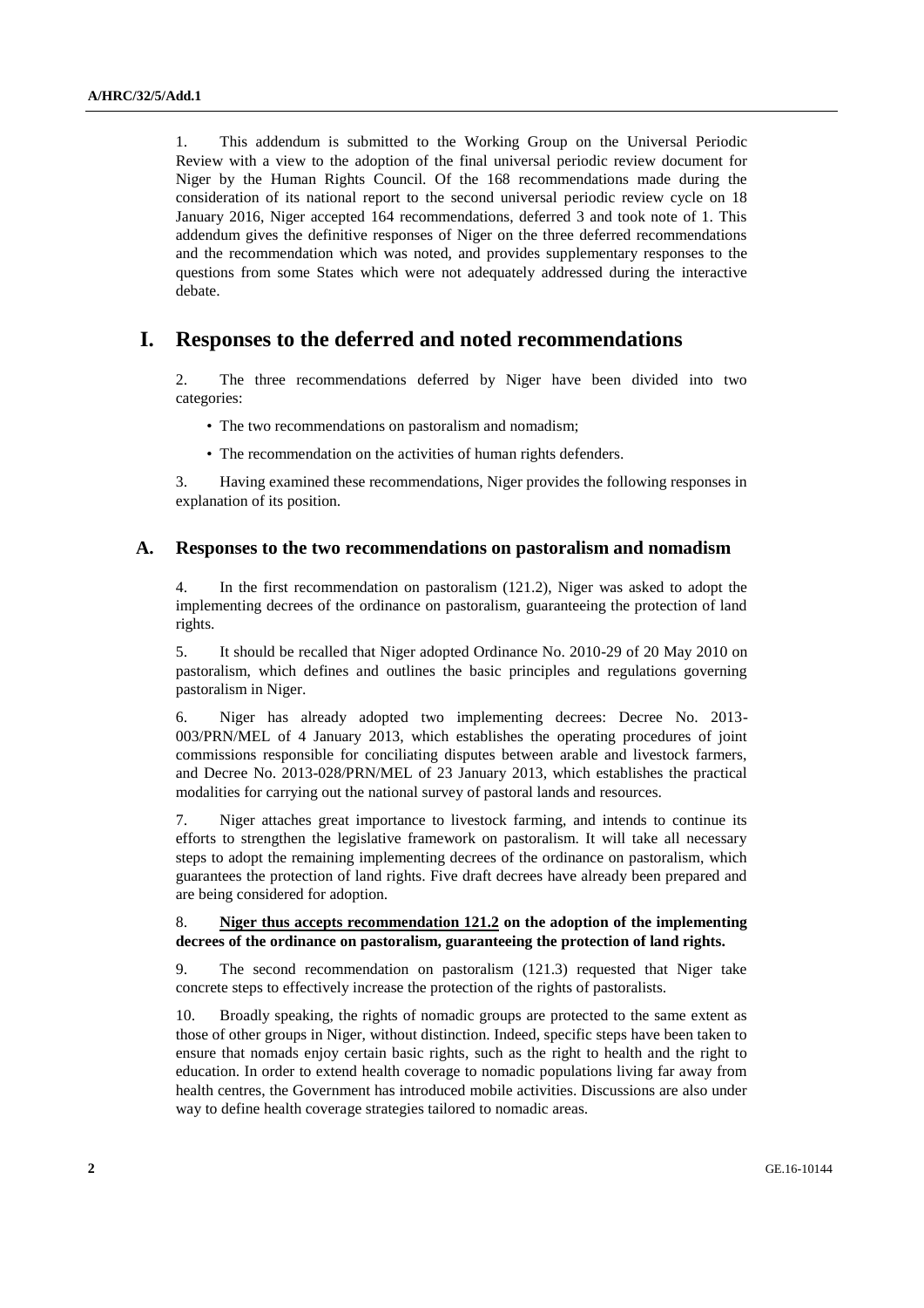1. This addendum is submitted to the Working Group on the Universal Periodic Review with a view to the adoption of the final universal periodic review document for Niger by the Human Rights Council. Of the 168 recommendations made during the consideration of its national report to the second universal periodic review cycle on 18 January 2016, Niger accepted 164 recommendations, deferred 3 and took note of 1. This addendum gives the definitive responses of Niger on the three deferred recommendations and the recommendation which was noted, and provides supplementary responses to the questions from some States which were not adequately addressed during the interactive debate.

# I. Responses to the deferred and noted recommendations

2. The three recommendations deferred by Niger have been divided into two categories:

- The two recommendations on pastoralism and nomadism;
- The recommendation on the activities of human rights defenders.

3. Having examined these recommendations, Niger provides the following responses in explanation of its position.

## A. Responses to the two recommendations on pastoralism and nomadism

4. In the first recommendation on pastoralism (121.2), Niger was asked to adopt the implementing decrees of the ordinance on pastoralism, guaranteeing the protection of land rights.

5. It should be recalled that Niger adopted Ordinance No. 2010-29 of 20 May 2010 on pastoralism, which defines and outlines the basic principles and regulations governing pastoralism in Niger.

6. Niger has already adopted two implementing decrees: Decree No. 2013-003/PRN/MEL of 4 January 2013, which establishes the operating procedures of joint commissions responsible for conciliating disputes between arable and livestock farmers, and Decree No. 2013-028/PRN/MEL of 23 January 2013, which establishes the practical modalities for carrying out the national survey of pastoral lands and resources.

7. Niger attaches great importance to livestock farming, and intends to continue its efforts to strengthen the legislative framework on pastoralism. It will take all necessary steps to adopt the remaining implementing decrees of the ordinance on pastoralism, which guarantees the protection of land rights. Five draft decrees have already been prepared and are being considered for adoption.

8. **Niger thus accepts recommendation 121.2 on the adoption of the implementing decrees of the ordinance on pastoralism, guaranteeing the protection of land rights.**

9. The second recommendation on pastoralism (121.3) requested that Niger take concrete steps to effectively increase the protection of the rights of pastoralists.

10. Broadly speaking, the rights of nomadic groups are protected to the same extent as those of other groups in Niger, without distinction. Indeed, specific steps have been taken to ensure that nomads enjoy certain basic rights, such as the right to health and the right to education. In order to extend health coverage to nomadic populations living far away from health centres, the Government has introduced mobile activities. Discussions are also under way to define health coverage strategies tailored to nomadic areas.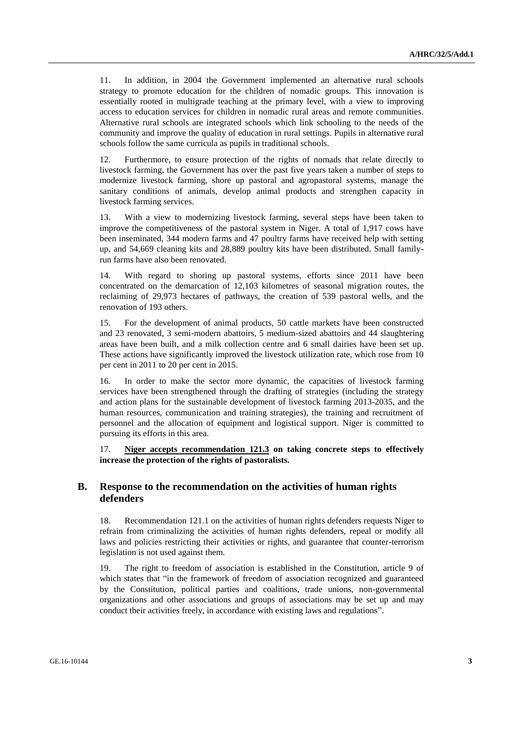11. In addition, in 2004 the Government implemented an alternative rural schools strategy to promote education for the children of nomadic groups. This innovation is essentially rooted in multigrade teaching at the primary level, with a view to improving access to education services for children in nomadic rural areas and remote communities. Alternative rural schools are integrated schools which link schooling to the needs of the community and improve the quality of education in rural settings. Pupils in alternative rural schools follow the same curricula as pupils in traditional schools.

12. Furthermore, to ensure protection of the rights of nomads that relate directly to livestock farming, the Government has over the past five years taken a number of steps to modernize livestock farming, shore up pastoral and agropastoral systems, manage the sanitary conditions of animals, develop animal products and strengthen capacity in livestock farming services.

13. With a view to modernizing livestock farming, several steps have been taken to improve the competitiveness of the pastoral system in Niger. A total of 1,917 cows have been inseminated, 344 modern farms and 47 poultry farms have received help with setting up, and 54,669 cleaning kits and 28,889 poultry kits have been distributed. Small family-run farms have also been renovated.

14. With regard to shoring up pastoral systems, efforts since 2011 have been concentrated on the demarcation of 12,103 kilometres of seasonal migration routes, the reclaiming of 29,973 hectares of pathways, the creation of 539 pastoral wells, and the renovation of 193 others.

15. For the development of animal products, 50 cattle markets have been constructed and 23 renovated, 3 semi-modern abattoirs, 5 medium-sized abattoirs and 44 slaughtering areas have been built, and a milk collection centre and 6 small dairies have been set up. These actions have significantly improved the livestock utilization rate, which rose from 10 per cent in 2011 to 20 per cent in 2015.

16. In order to make the sector more dynamic, the capacities of livestock farming services have been strengthened through the drafting of strategies (including the strategy and action plans for the sustainable development of livestock farming 2013-2035, and the human resources, communication and training strategies), the training and recruitment of personnel and the allocation of equipment and logistical support. Niger is committed to pursuing its efforts in this area.

17. **Niger accepts recommendation 121.3 on taking concrete steps to effectively increase the protection of the rights of pastoralists.**

## B. Response to the recommendation on the activities of human rights defenders

18. Recommendation 121.1 on the activities of human rights defenders requests Niger to refrain from criminalizing the activities of human rights defenders, repeal or modify all laws and policies restricting their activities or rights, and guarantee that counter-terrorism legislation is not used against them.

19. The right to freedom of association is established in the Constitution, article 9 of which states that "in the framework of freedom of association recognized and guaranteed by the Constitution, political parties and coalitions, trade unions, non-governmental organizations and other associations and groups of associations may be set up and may conduct their activities freely, in accordance with existing laws and regulations".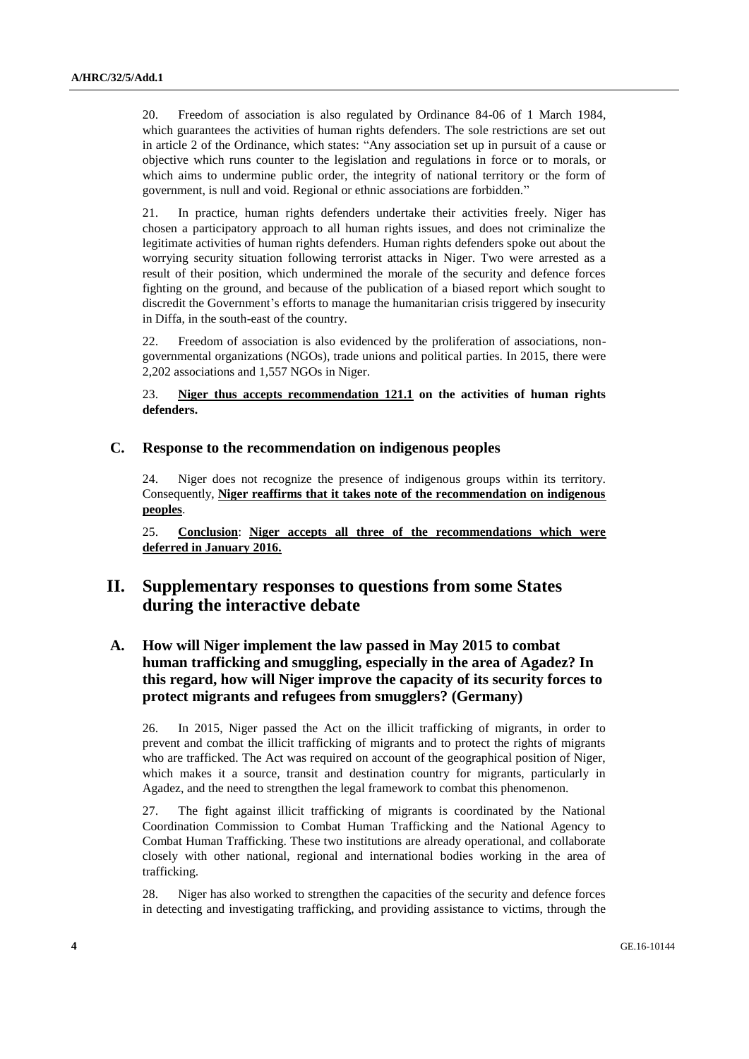20. Freedom of association is also regulated by Ordinance 84-06 of 1 March 1984, which guarantees the activities of human rights defenders. The sole restrictions are set out in article 2 of the Ordinance, which states: "Any association set up in pursuit of a cause or objective which runs counter to the legislation and regulations in force or to morals, or which aims to undermine public order, the integrity of national territory or the form of government, is null and void. Regional or ethnic associations are forbidden."

21. In practice, human rights defenders undertake their activities freely. Niger has chosen a participatory approach to all human rights issues, and does not criminalize the legitimate activities of human rights defenders. Human rights defenders spoke out about the worrying security situation following terrorist attacks in Niger. Two were arrested as a result of their position, which undermined the morale of the security and defence forces fighting on the ground, and because of the publication of a biased report which sought to discredit the Government's efforts to manage the humanitarian crisis triggered by insecurity in Diffa, in the south-east of the country.

22. Freedom of association is also evidenced by the proliferation of associations, non-governmental organizations (NGOs), trade unions and political parties. In 2015, there were 2,202 associations and 1,557 NGOs in Niger.

23. **Niger thus accepts recommendation 121.1 on the activities of human rights defenders.**

### C. Response to the recommendation on indigenous peoples

24. Niger does not recognize the presence of indigenous groups within its territory. Consequently, **Niger reaffirms that it takes note of the recommendation on indigenous peoples**.

25. **Conclusion**: **Niger accepts all three of the recommendations which were deferred in January 2016.**

## II. Supplementary responses to questions from some States during the interactive debate

### A. How will Niger implement the law passed in May 2015 to combat human trafficking and smuggling, especially in the area of Agadez? In this regard, how will Niger improve the capacity of its security forces to protect migrants and refugees from smugglers? (Germany)

26. In 2015, Niger passed the Act on the illicit trafficking of migrants, in order to prevent and combat the illicit trafficking of migrants and to protect the rights of migrants who are trafficked. The Act was required on account of the geographical position of Niger, which makes it a source, transit and destination country for migrants, particularly in Agadez, and the need to strengthen the legal framework to combat this phenomenon.

27. The fight against illicit trafficking of migrants is coordinated by the National Coordination Commission to Combat Human Trafficking and the National Agency to Combat Human Trafficking. These two institutions are already operational, and collaborate closely with other national, regional and international bodies working in the area of trafficking.

28. Niger has also worked to strengthen the capacities of the security and defence forces in detecting and investigating trafficking, and providing assistance to victims, through the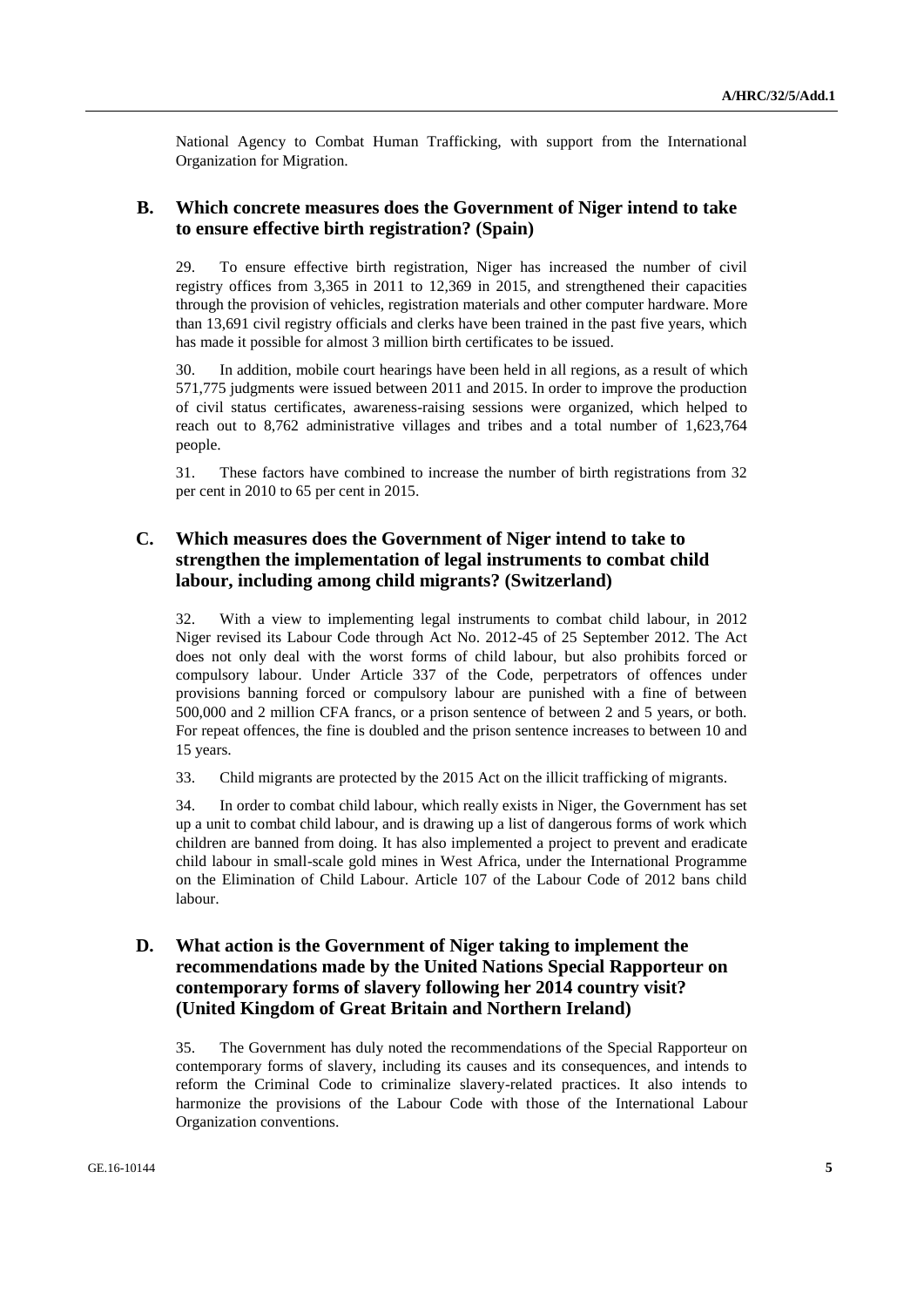National Agency to Combat Human Trafficking, with support from the International Organization for Migration.

## B. Which concrete measures does the Government of Niger intend to take to ensure effective birth registration? (Spain)

29. To ensure effective birth registration, Niger has increased the number of civil registry offices from 3,365 in 2011 to 12,369 in 2015, and strengthened their capacities through the provision of vehicles, registration materials and other computer hardware. More than 13,691 civil registry officials and clerks have been trained in the past five years, which has made it possible for almost 3 million birth certificates to be issued.

30. In addition, mobile court hearings have been held in all regions, as a result of which 571,775 judgments were issued between 2011 and 2015. In order to improve the production of civil status certificates, awareness-raising sessions were organized, which helped to reach out to 8,762 administrative villages and tribes and a total number of 1,623,764 people.

31. These factors have combined to increase the number of birth registrations from 32 per cent in 2010 to 65 per cent in 2015.

## C. Which measures does the Government of Niger intend to take to strengthen the implementation of legal instruments to combat child labour, including among child migrants? (Switzerland)

32. With a view to implementing legal instruments to combat child labour, in 2012 Niger revised its Labour Code through Act No. 2012-45 of 25 September 2012. The Act does not only deal with the worst forms of child labour, but also prohibits forced or compulsory labour. Under Article 337 of the Code, perpetrators of offences under provisions banning forced or compulsory labour are punished with a fine of between 500,000 and 2 million CFA francs, or a prison sentence of between 2 and 5 years, or both. For repeat offences, the fine is doubled and the prison sentence increases to between 10 and 15 years.

33. Child migrants are protected by the 2015 Act on the illicit trafficking of migrants.

34. In order to combat child labour, which really exists in Niger, the Government has set up a unit to combat child labour, and is drawing up a list of dangerous forms of work which children are banned from doing. It has also implemented a project to prevent and eradicate child labour in small-scale gold mines in West Africa, under the International Programme on the Elimination of Child Labour. Article 107 of the Labour Code of 2012 bans child labour.

## D. What action is the Government of Niger taking to implement the recommendations made by the United Nations Special Rapporteur on contemporary forms of slavery following her 2014 country visit? (United Kingdom of Great Britain and Northern Ireland)

35. The Government has duly noted the recommendations of the Special Rapporteur on contemporary forms of slavery, including its causes and its consequences, and intends to reform the Criminal Code to criminalize slavery-related practices. It also intends to harmonize the provisions of the Labour Code with those of the International Labour Organization conventions.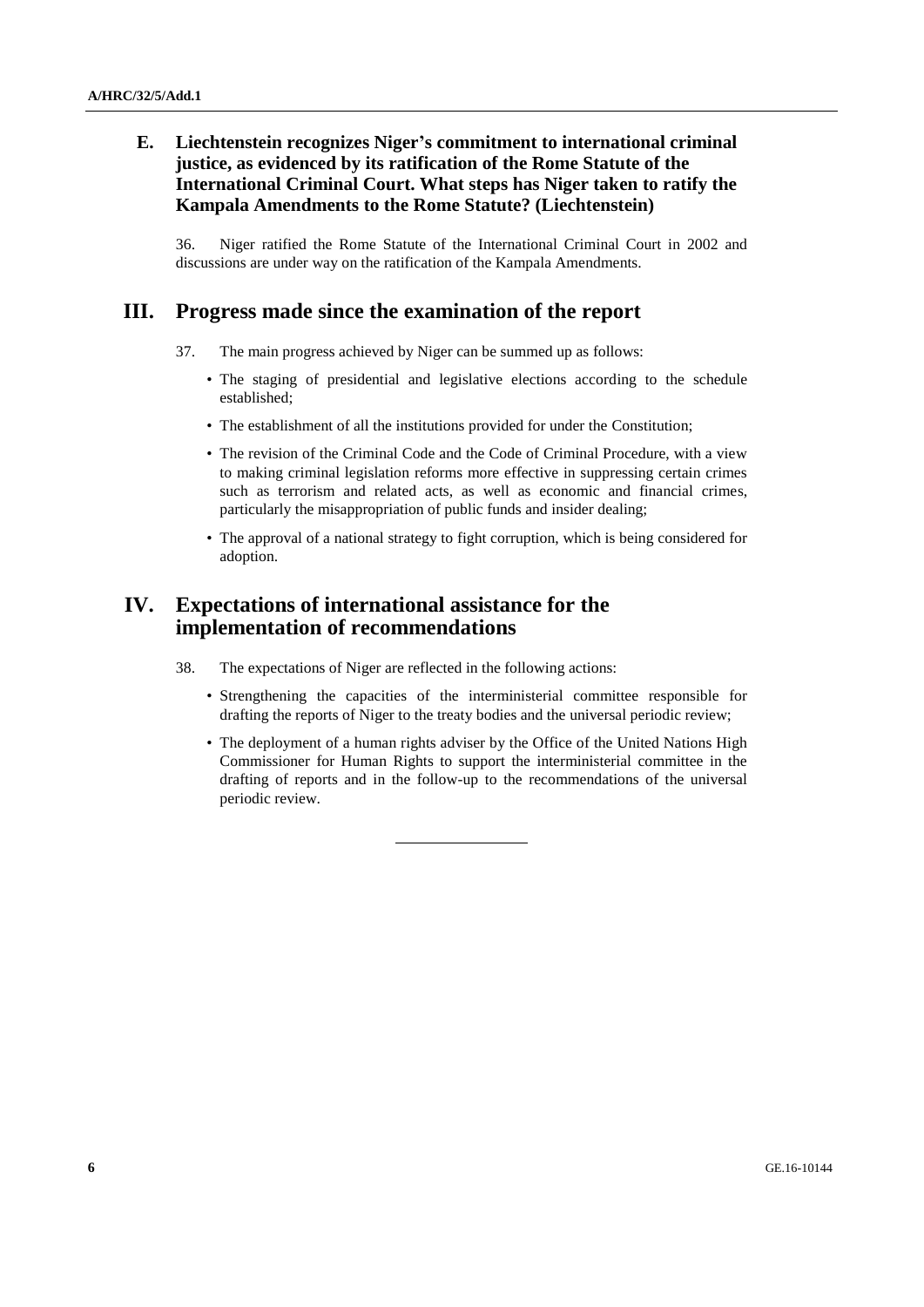### E. Liechtenstein recognizes Niger's commitment to international criminal justice, as evidenced by its ratification of the Rome Statute of the International Criminal Court. What steps has Niger taken to ratify the Kampala Amendments to the Rome Statute? (Liechtenstein)

36. Niger ratified the Rome Statute of the International Criminal Court in 2002 and discussions are under way on the ratification of the Kampala Amendments.

## III. Progress made since the examination of the report

37. The main progress achieved by Niger can be summed up as follows:

- The staging of presidential and legislative elections according to the schedule established;
- The establishment of all the institutions provided for under the Constitution;
- The revision of the Criminal Code and the Code of Criminal Procedure, with a view to making criminal legislation reforms more effective in suppressing certain crimes such as terrorism and related acts, as well as economic and financial crimes, particularly the misappropriation of public funds and insider dealing;
- The approval of a national strategy to fight corruption, which is being considered for adoption.

## IV. Expectations of international assistance for the implementation of recommendations

38. The expectations of Niger are reflected in the following actions:

- Strengthening the capacities of the interministerial committee responsible for drafting the reports of Niger to the treaty bodies and the universal periodic review;
- The deployment of a human rights adviser by the Office of the United Nations High Commissioner for Human Rights to support the interministerial committee in the drafting of reports and in the follow-up to the recommendations of the universal periodic review.